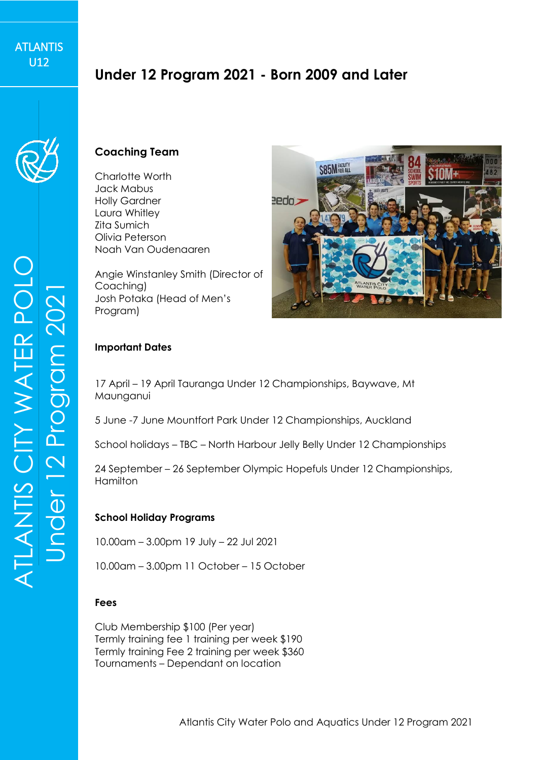# Under 12 Program 2021 - Born 2009 and Later

## Coaching Team

Charlotte Worth
Jack Mabus
Holly Gardner
Laura Whitley
Zita Sumich
Olivia Peterson
Noah Van Oudenaaren

Angie Winstanley Smith (Director of Coaching)
Josh Potaka (Head of Men's Program)

## Important Dates

17 April – 19 April Tauranga Under 12 Championships, Baywave, Mt Maunganui

5 June -7 June Mountfort Park Under 12 Championships, Auckland

School holidays – TBC – North Harbour Jelly Belly Under 12 Championships

24 September – 26 September Olympic Hopefuls Under 12 Championships, Hamilton

## School Holiday Programs

10.00am – 3.00pm 19 July – 22 Jul 2021

10.00am – 3.00pm 11 October – 15 October

## Fees

Club Membership $100 (Per year)
Termly training fee 1 training per week $190
Termly training Fee 2 training per week $360
Tournaments – Dependant on location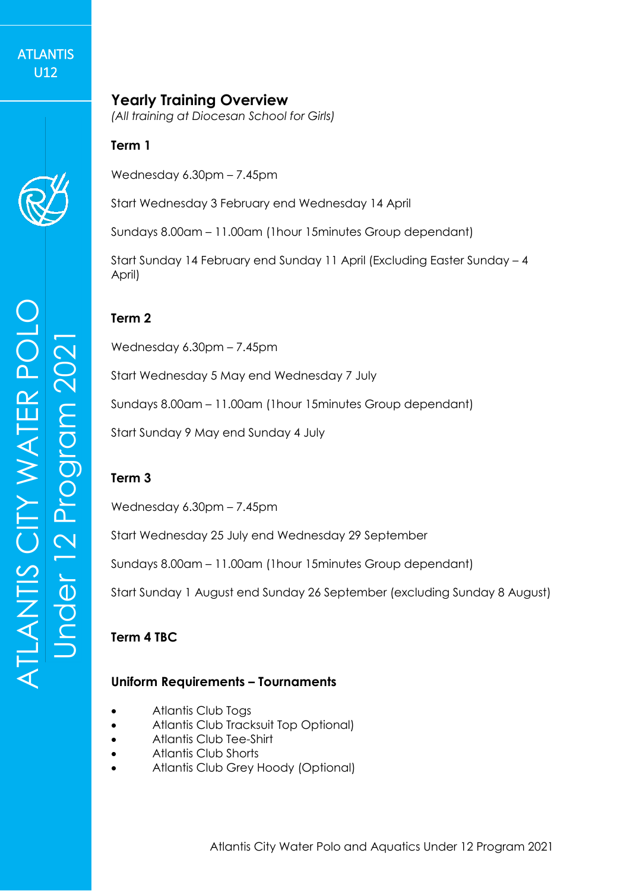## Yearly Training Overview

*(All training at Diocesan School for Girls)*

### Term 1

Wednesday 6.30pm – 7.45pm

Start Wednesday 3 February end Wednesday 14 April

Sundays 8.00am – 11.00am (1hour 15minutes Group dependant)

Start Sunday 14 February end Sunday 11 April (Excluding Easter Sunday – 4 April)

### Term 2

Wednesday 6.30pm – 7.45pm

Start Wednesday 5 May end Wednesday 7 July

Sundays 8.00am – 11.00am (1hour 15minutes Group dependant)

Start Sunday 9 May end Sunday 4 July

### Term 3

Wednesday 6.30pm – 7.45pm

Start Wednesday 25 July end Wednesday 29 September

Sundays 8.00am – 11.00am (1hour 15minutes Group dependant)

Start Sunday 1 August end Sunday 26 September (excluding Sunday 8 August)

### Term 4 TBC

### Uniform Requirements – Tournaments

- Atlantis Club Togs
- Atlantis Club Tracksuit Top Optional)
- Atlantis Club Tee-Shirt
- Atlantis Club Shorts
- Atlantis Club Grey Hoody (Optional)